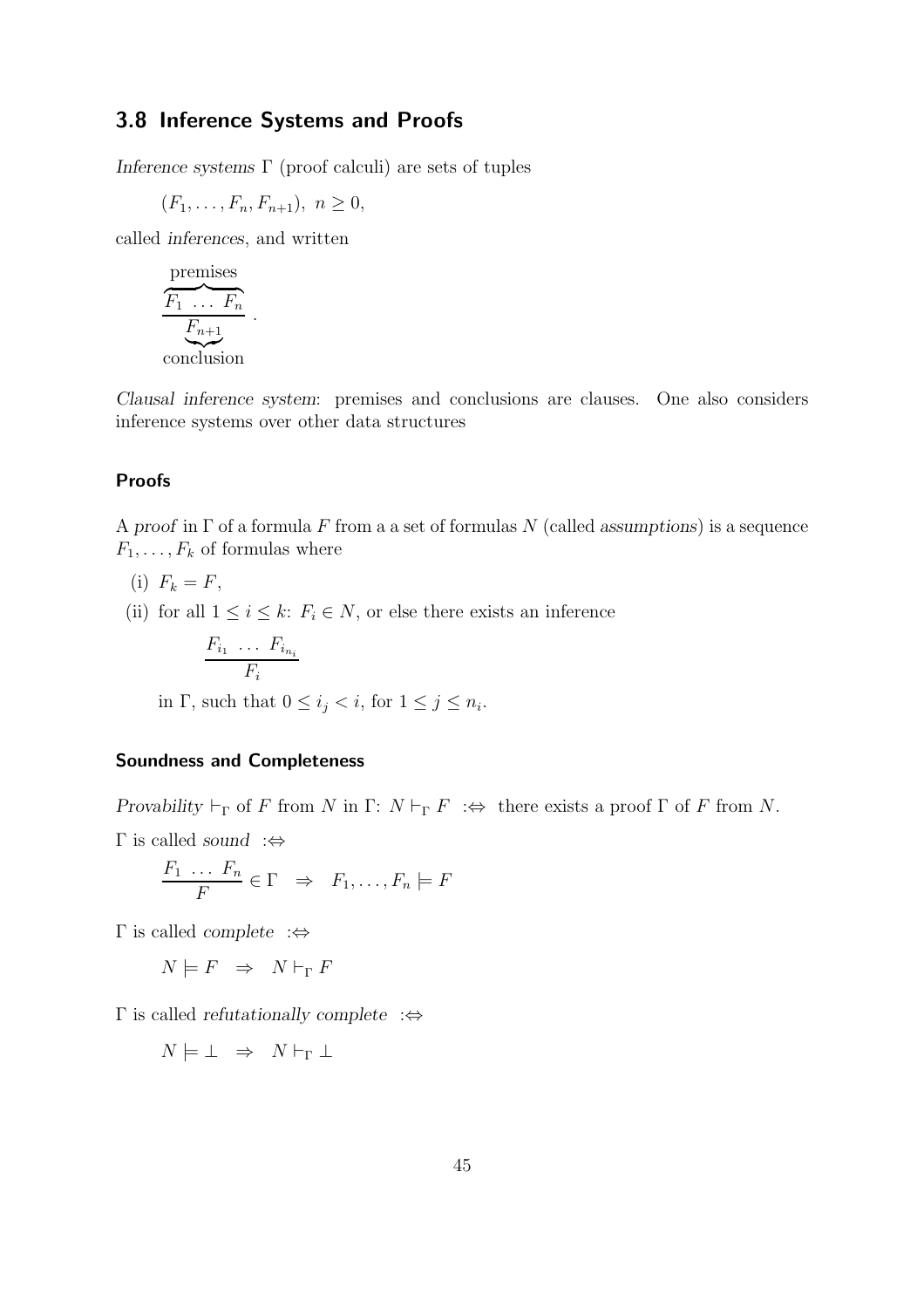## 3.8 Inference Systems and Proofs

*Inference systems* $\Gamma$ (proof calculi) are sets of tuples

$$(F_1, \dots, F_n, F_{n+1}),\ n \geq 0,$$

called *inferences*, and written

$$\frac{\overbrace{F_1 \ \dots \ F_n}^{\text{premises}}}{\underbrace{F_{n+1}}_{\text{conclusion}}}\ .$$

*Clausal inference system*: premises and conclusions are clauses. One also considers inference systems over other data structures

### Proofs

A *proof* in $\Gamma$ of a formula $F$ from a a set of formulas $N$ (called *assumptions*) is a sequence $F_1, \dots, F_k$ of formulas where

(i) $F_k = F$,

(ii) for all $1 \leq i \leq k$: $F_i \in N$, or else there exists an inference

$$\frac{F_{i_1} \ \dots \ F_{i_{n_i}}}{F_i}$$

in $\Gamma$, such that $0 \leq i_j < i$, for $1 \leq j \leq n_i$.

### Soundness and Completeness

*Provability* $\vdash_\Gamma$ of $F$ from $N$ in $\Gamma$: $N \vdash_\Gamma F \ :\Leftrightarrow$ there exists a proof $\Gamma$ of $F$ from $N$.

$\Gamma$ is called *sound* $:\Leftrightarrow$

$$\frac{F_1 \ \dots \ F_n}{F} \in \Gamma \quad \Rightarrow \quad F_1, \dots, F_n \models F$$

$\Gamma$ is called *complete* $:\Leftrightarrow$

$$N \models F \quad \Rightarrow \quad N \vdash_\Gamma F$$

$\Gamma$ is called *refutationally complete* $:\Leftrightarrow$

$$N \models \bot \quad \Rightarrow \quad N \vdash_\Gamma \bot$$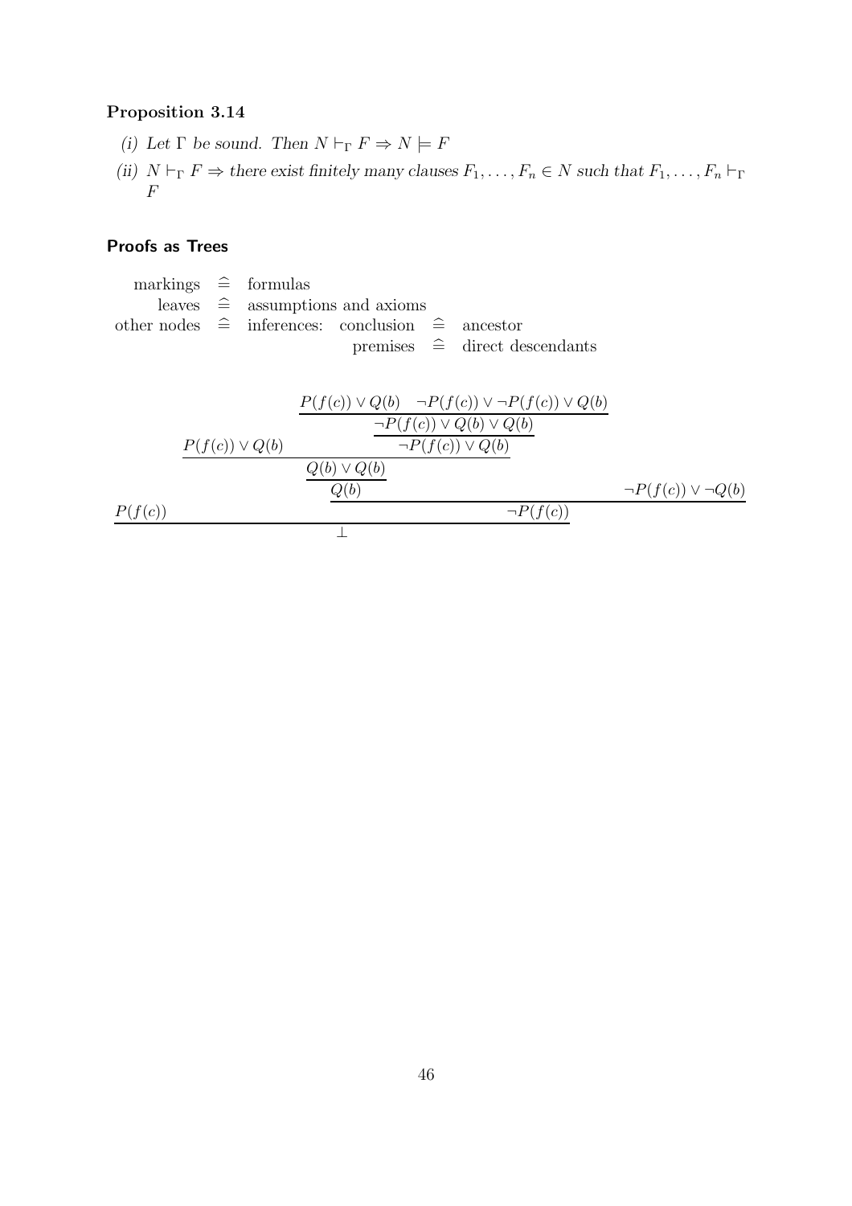**Proposition 3.14**

*(i) Let $\Gamma$ be sound. Then $N \vdash_\Gamma F \Rightarrow N \models F$*

*(ii) $N \vdash_\Gamma F \Rightarrow$ there exist finitely many clauses $F_1, \ldots, F_n \in N$ such that $F_1, \ldots, F_n \vdash_\Gamma F$*

## Proofs as Trees

$$
\begin{array}{rcllcl}
\text{markings} & \widehat{=} & \text{formulas} & & & \\
\text{leaves} & \widehat{=} & \text{assumptions and axioms} & & & \\
\text{other nodes} & \widehat{=} & \text{inferences:} & \text{conclusion} & \widehat{=} & \text{ancestor} \\
& & & \text{premises} & \widehat{=} & \text{direct descendants}
\end{array}
$$

$$
\dfrac{P(f(c)) \qquad \dfrac{\dfrac{\dfrac{P(f(c)) \vee Q(b) \qquad \dfrac{\dfrac{P(f(c)) \vee Q(b) \quad \neg P(f(c)) \vee \neg P(f(c)) \vee Q(b)}{\neg P(f(c)) \vee Q(b) \vee Q(b)}}{\neg P(f(c)) \vee Q(b)}}{Q(b) \vee Q(b)}}{Q(b)} \qquad \neg P(f(c)) \vee \neg Q(b)}{\neg P(f(c))}}{\bot}
$$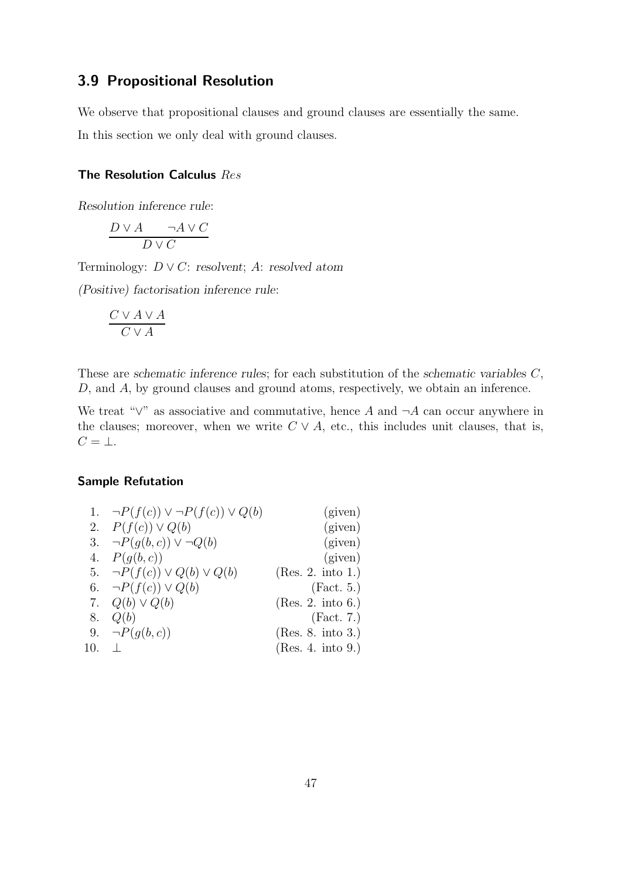## 3.9 Propositional Resolution

We observe that propositional clauses and ground clauses are essentially the same.

In this section we only deal with ground clauses.

### The Resolution Calculus $Res$

*Resolution inference rule*:

$$\frac{D \vee A \qquad \neg A \vee C}{D \vee C}$$

Terminology: $D \vee C$: *resolvent*; $A$: *resolved atom*

*(Positive) factorisation inference rule*:

$$\frac{C \vee A \vee A}{C \vee A}$$

These are *schematic inference rules*; for each substitution of the *schematic variables* $C$, $D$, and $A$, by ground clauses and ground atoms, respectively, we obtain an inference.

We treat "$\vee$" as associative and commutative, hence $A$ and $\neg A$ can occur anywhere in the clauses; moreover, when we write $C \vee A$, etc., this includes unit clauses, that is, $C = \bot$.

### Sample Refutation

| | | |
|---|---|---|
| 1. | $\neg P(f(c)) \vee \neg P(f(c)) \vee Q(b)$ | (given) |
| 2. | $P(f(c)) \vee Q(b)$ | (given) |
| 3. | $\neg P(g(b,c)) \vee \neg Q(b)$ | (given) |
| 4. | $P(g(b,c))$ | (given) |
| 5. | $\neg P(f(c)) \vee Q(b) \vee Q(b)$ | (Res. 2. into 1.) |
| 6. | $\neg P(f(c)) \vee Q(b)$ | (Fact. 5.) |
| 7. | $Q(b) \vee Q(b)$ | (Res. 2. into 6.) |
| 8. | $Q(b)$ | (Fact. 7.) |
| 9. | $\neg P(g(b,c))$ | (Res. 8. into 3.) |
| 10. | $\bot$ | (Res. 4. into 9.) |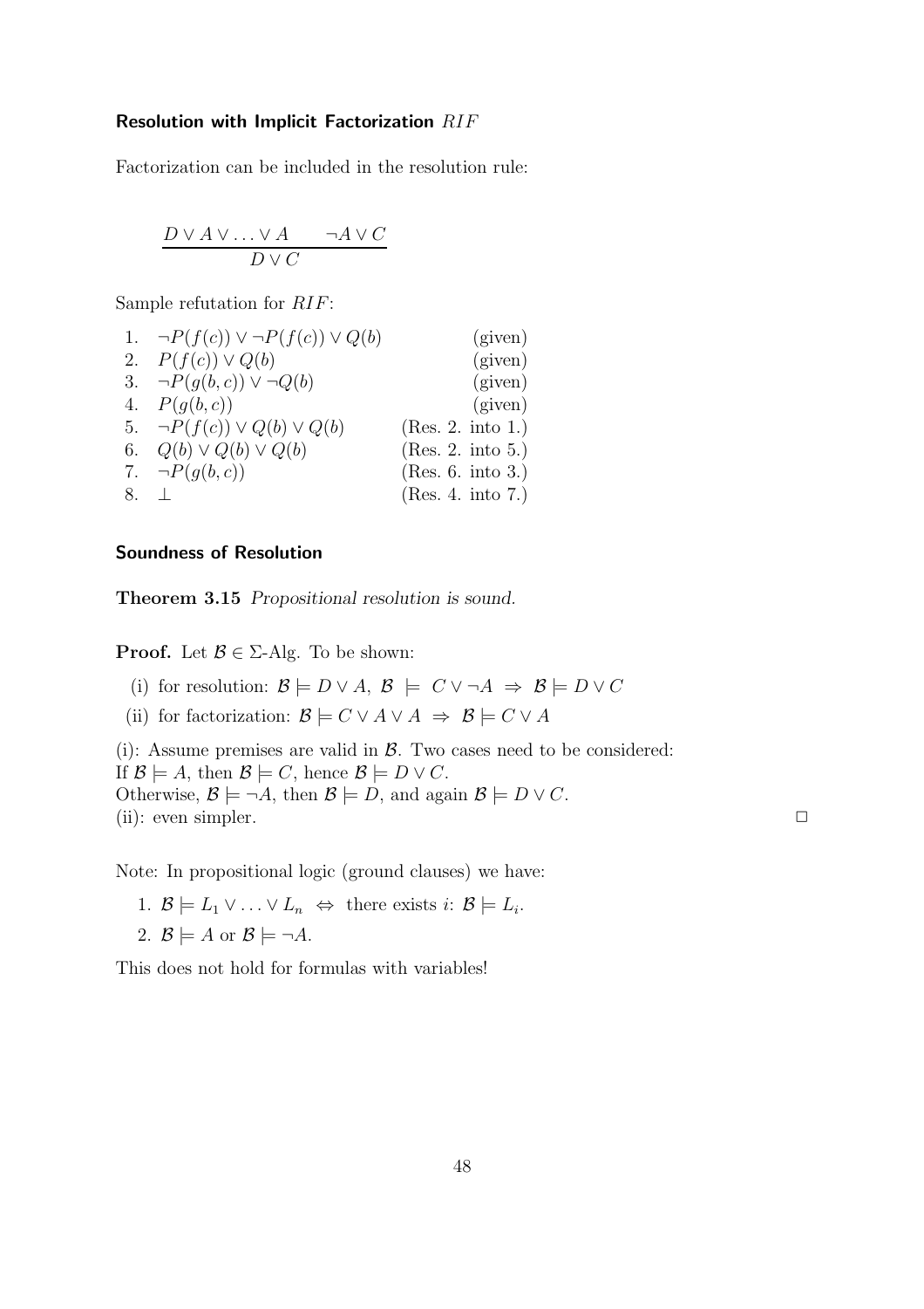### Resolution with Implicit Factorization $RIF$

Factorization can be included in the resolution rule:

$$\frac{D \vee A \vee \ldots \vee A \qquad \neg A \vee C}{D \vee C}$$

Sample refutation for $RIF$:

| | | |
|---|---|---|
| 1. | $\neg P(f(c)) \vee \neg P(f(c)) \vee Q(b)$ | (given) |
| 2. | $P(f(c)) \vee Q(b)$ | (given) |
| 3. | $\neg P(g(b,c)) \vee \neg Q(b)$ | (given) |
| 4. | $P(g(b,c))$ | (given) |
| 5. | $\neg P(f(c)) \vee Q(b) \vee Q(b)$ | (Res. 2. into 1.) |
| 6. | $Q(b) \vee Q(b) \vee Q(b)$ | (Res. 2. into 5.) |
| 7. | $\neg P(g(b,c))$ | (Res. 6. into 3.) |
| 8. | $\perp$ | (Res. 4. into 7.) |

### Soundness of Resolution

**Theorem 3.15** *Propositional resolution is sound.*

**Proof.** Let $\mathcal{B} \in \Sigma$-Alg. To be shown:

(i) for resolution: $\mathcal{B} \models D \vee A,\ \mathcal{B} \models C \vee \neg A \ \Rightarrow\ \mathcal{B} \models D \vee C$

(ii) for factorization: $\mathcal{B} \models C \vee A \vee A \ \Rightarrow\ \mathcal{B} \models C \vee A$

(i): Assume premises are valid in $\mathcal{B}$. Two cases need to be considered:
If $\mathcal{B} \models A$, then $\mathcal{B} \models C$, hence $\mathcal{B} \models D \vee C$.
Otherwise, $\mathcal{B} \models \neg A$, then $\mathcal{B} \models D$, and again $\mathcal{B} \models D \vee C$.
(ii): even simpler. □

Note: In propositional logic (ground clauses) we have:

1. $\mathcal{B} \models L_1 \vee \ldots \vee L_n \ \Leftrightarrow\ $ there exists $i$: $\mathcal{B} \models L_i$.
2. $\mathcal{B} \models A$ or $\mathcal{B} \models \neg A$.

This does not hold for formulas with variables!